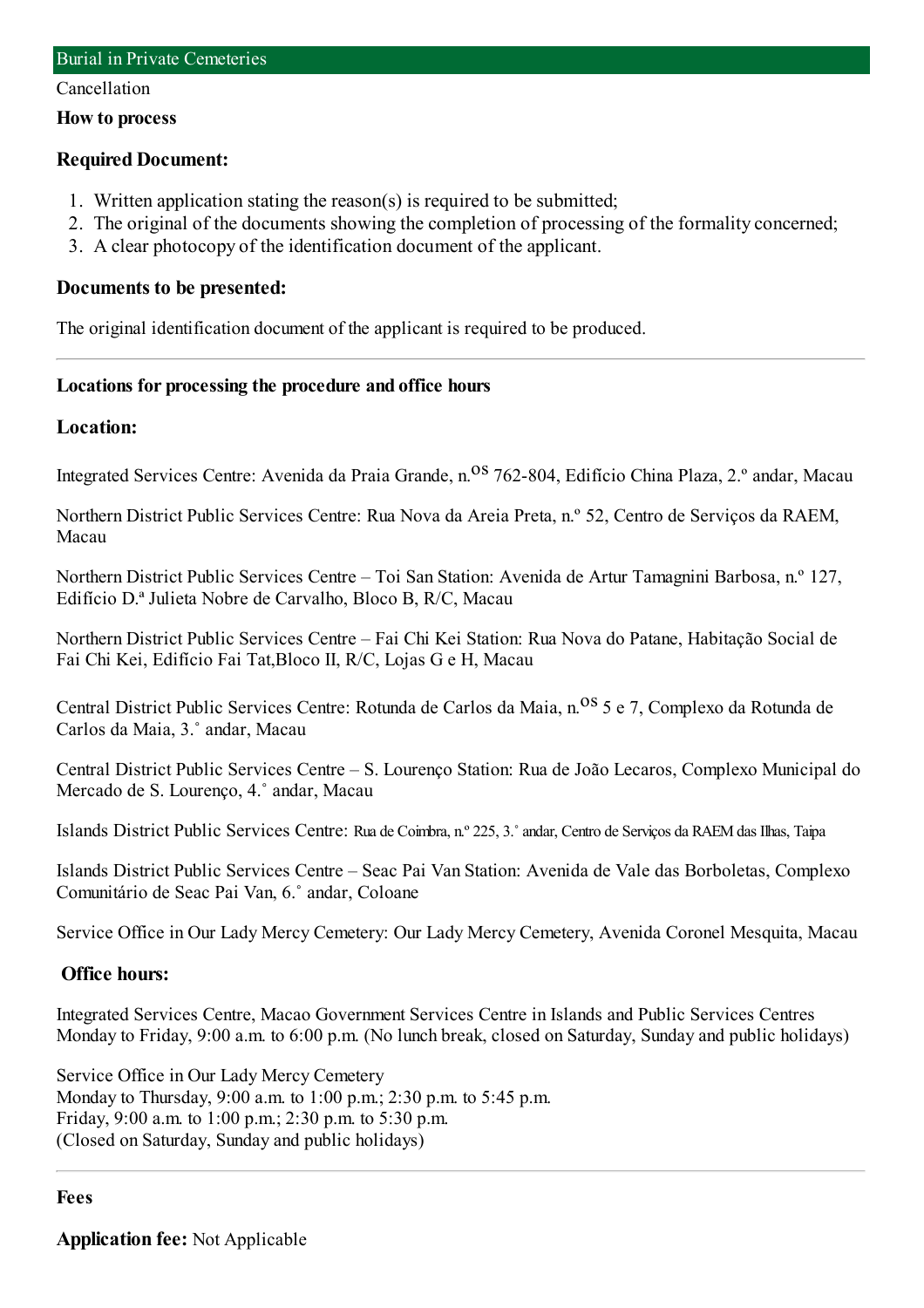# Burial in Private Cemeteries

Cancellation

**How to process**

### Required Document:

1. Written application stating the reason(s) is required to be submitted;
2. The original of the documents showing the completion of processing of the formality concerned;
3. A clear photocopy of the identification document of the applicant.

### Documents to be presented:

The original identification document of the applicant is required to be produced.

---

#### Locations for processing the procedure and office hours

### Location:

Integrated Services Centre: Avenida da Praia Grande, n.os 762-804, Edifício China Plaza, 2.º andar, Macau

Northern District Public Services Centre: Rua Nova da Areia Preta, n.º 52, Centro de Serviços da RAEM, Macau

Northern District Public Services Centre – Toi San Station: Avenida de Artur Tamagnini Barbosa, n.º 127, Edifício D.ª Julieta Nobre de Carvalho, Bloco B, R/C, Macau

Northern District Public Services Centre – Fai Chi Kei Station: Rua Nova do Patane, Habitação Social de Fai Chi Kei, Edifício Fai Tat,Bloco II, R/C, Lojas G e H, Macau

Central District Public Services Centre: Rotunda de Carlos da Maia, n.os 5 e 7, Complexo da Rotunda de Carlos da Maia, 3.˚ andar, Macau

Central District Public Services Centre – S. Lourenço Station: Rua de João Lecaros, Complexo Municipal do Mercado de S. Lourenço, 4.˚ andar, Macau

Islands District Public Services Centre: Rua de Coimbra, n.º 225, 3.˚ andar, Centro de Serviços da RAEM das Ilhas, Taipa

Islands District Public Services Centre – Seac Pai Van Station: Avenida de Vale das Borboletas, Complexo Comunitário de Seac Pai Van, 6.˚ andar, Coloane

Service Office in Our Lady Mercy Cemetery: Our Lady Mercy Cemetery, Avenida Coronel Mesquita, Macau

### Office hours:

Integrated Services Centre, Macao Government Services Centre in Islands and Public Services Centres
Monday to Friday, 9:00 a.m. to 6:00 p.m. (No lunch break, closed on Saturday, Sunday and public holidays)

Service Office in Our Lady Mercy Cemetery
Monday to Thursday, 9:00 a.m. to 1:00 p.m.; 2:30 p.m. to 5:45 p.m.
Friday, 9:00 a.m. to 1:00 p.m.; 2:30 p.m. to 5:30 p.m.
(Closed on Saturday, Sunday and public holidays)

---

#### Fees

**Application fee:** Not Applicable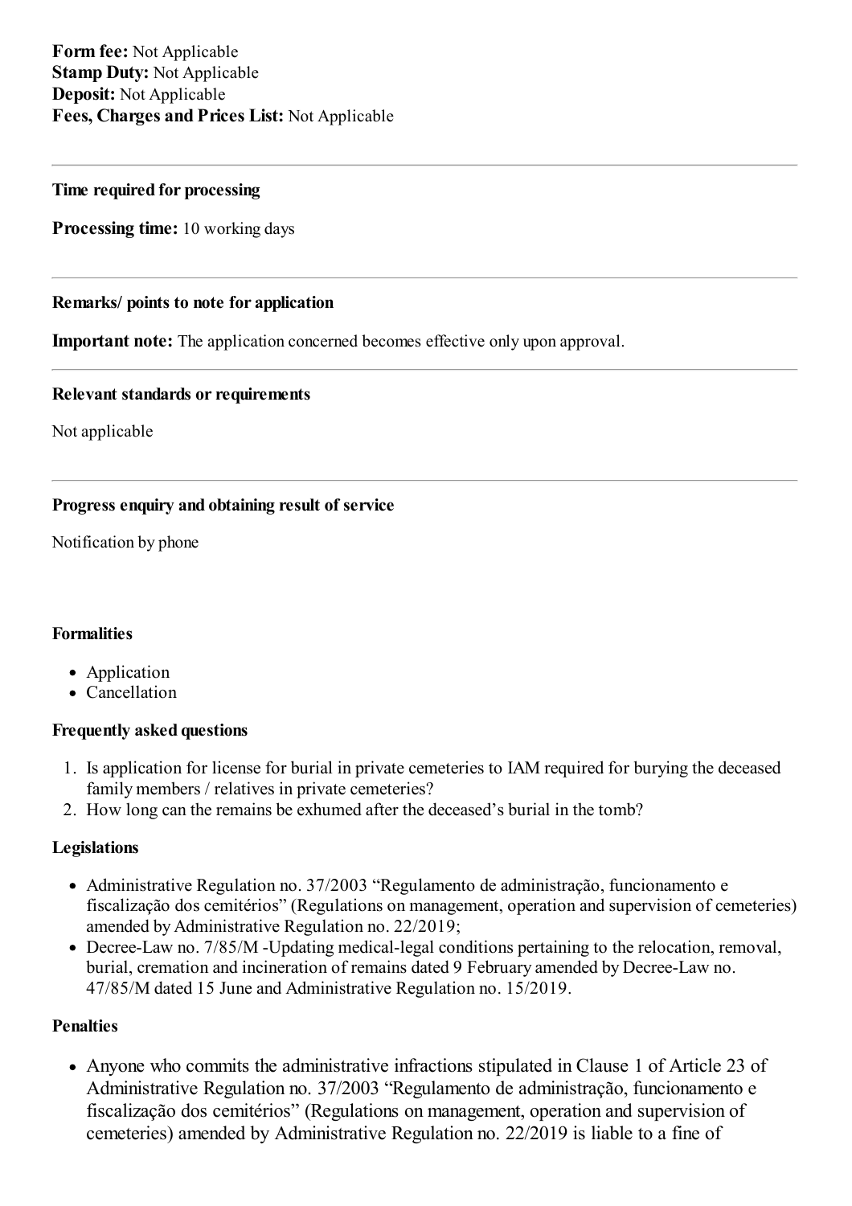**Form fee:** Not Applicable
**Stamp Duty:** Not Applicable
**Deposit:** Not Applicable
**Fees, Charges and Prices List:** Not Applicable

---

#### Time required for processing

**Processing time:** 10 working days

---

#### Remarks/ points to note for application

**Important note:** The application concerned becomes effective only upon approval.

---

#### Relevant standards or requirements

Not applicable

---

#### Progress enquiry and obtaining result of service

Notification by phone

#### Formalities

- Application
- Cancellation

#### Frequently asked questions

1. Is application for license for burial in private cemeteries to IAM required for burying the deceased family members / relatives in private cemeteries?
2. How long can the remains be exhumed after the deceased's burial in the tomb?

#### Legislations

- Administrative Regulation no. 37/2003 "Regulamento de administração, funcionamento e fiscalização dos cemitérios" (Regulations on management, operation and supervision of cemeteries) amended by Administrative Regulation no. 22/2019;
- Decree-Law no. 7/85/M -Updating medical-legal conditions pertaining to the relocation, removal, burial, cremation and incineration of remains dated 9 February amended by Decree-Law no. 47/85/M dated 15 June and Administrative Regulation no. 15/2019.

#### Penalties

- Anyone who commits the administrative infractions stipulated in Clause 1 of Article 23 of Administrative Regulation no. 37/2003 "Regulamento de administração, funcionamento e fiscalização dos cemitérios" (Regulations on management, operation and supervision of cemeteries) amended by Administrative Regulation no. 22/2019 is liable to a fine of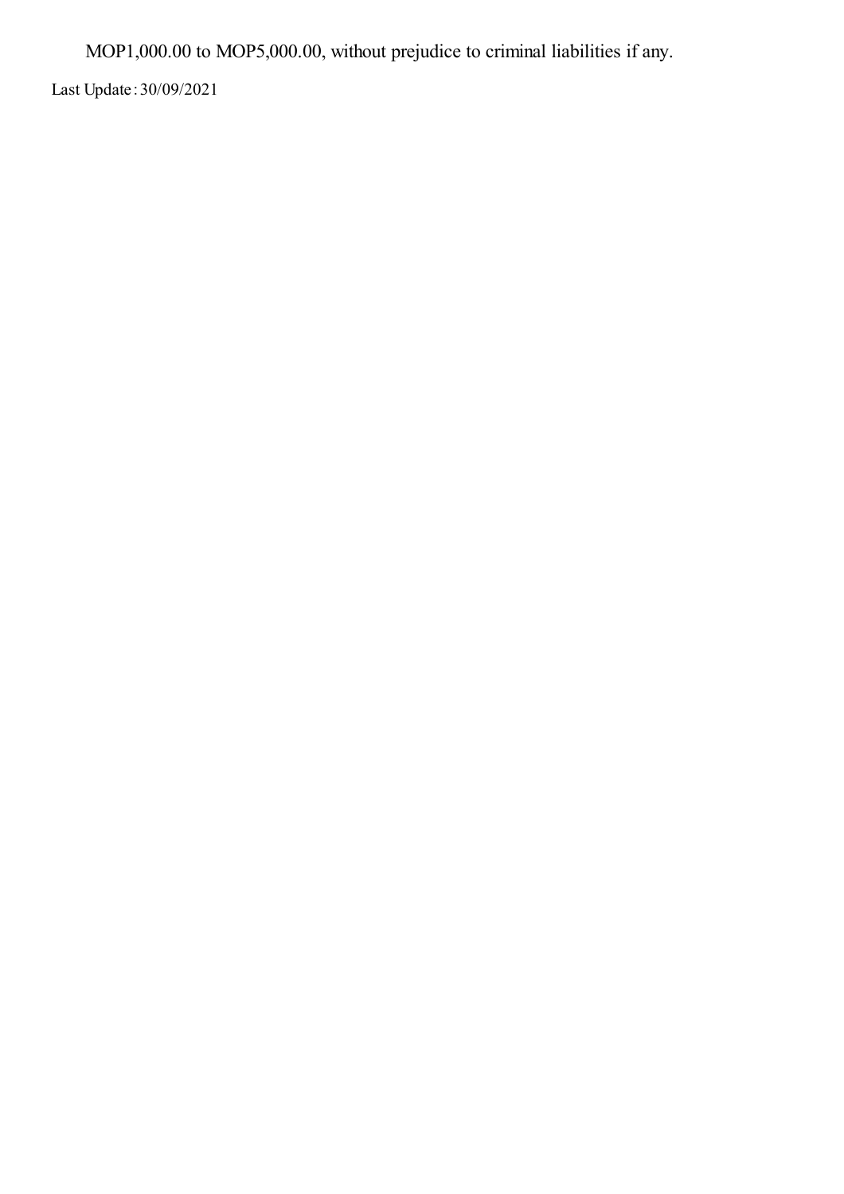MOP1,000.00 to MOP5,000.00, without prejudice to criminal liabilities if any.

Last Update：30/09/2021